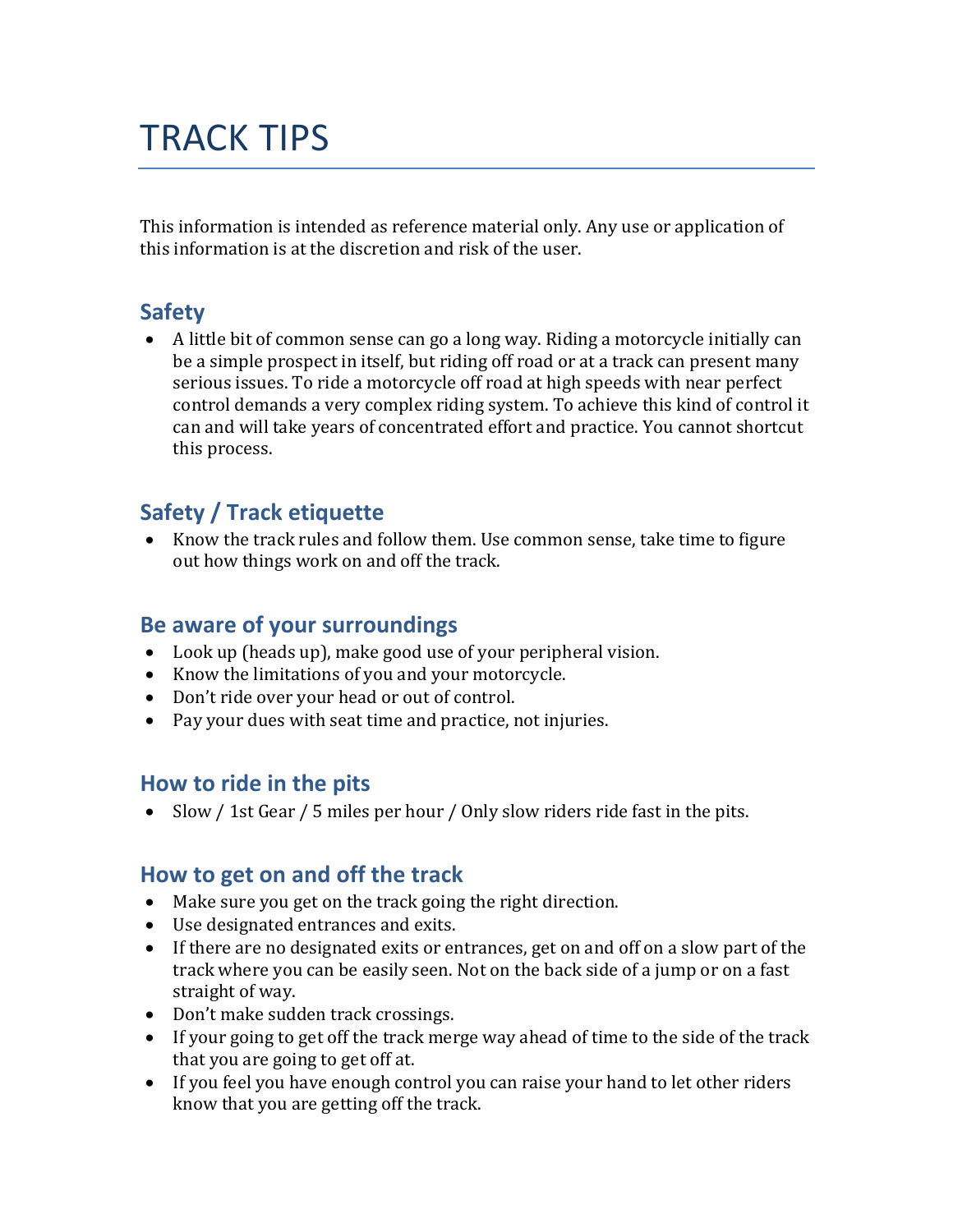# TRACK TIPS

This information is intended as reference material only. Any use or application of this information is at the discretion and risk of the user.

## Safety

- A little bit of common sense can go a long way. Riding a motorcycle initially can be a simple prospect in itself, but riding off road or at a track can present many serious issues. To ride a motorcycle off road at high speeds with near perfect control demands a very complex riding system. To achieve this kind of control it can and will take years of concentrated effort and practice. You cannot shortcut this process.

## Safety / Track etiquette

- Know the track rules and follow them. Use common sense, take time to figure out how things work on and off the track.

## Be aware of your surroundings

- Look up (heads up), make good use of your peripheral vision.
- Know the limitations of you and your motorcycle.
- Don't ride over your head or out of control.
- Pay your dues with seat time and practice, not injuries.

## How to ride in the pits

- Slow / 1st Gear / 5 miles per hour / Only slow riders ride fast in the pits.

## How to get on and off the track

- Make sure you get on the track going the right direction.
- Use designated entrances and exits.
- If there are no designated exits or entrances, get on and off on a slow part of the track where you can be easily seen. Not on the back side of a jump or on a fast straight of way.
- Don't make sudden track crossings.
- If your going to get off the track merge way ahead of time to the side of the track that you are going to get off at.
- If you feel you have enough control you can raise your hand to let other riders know that you are getting off the track.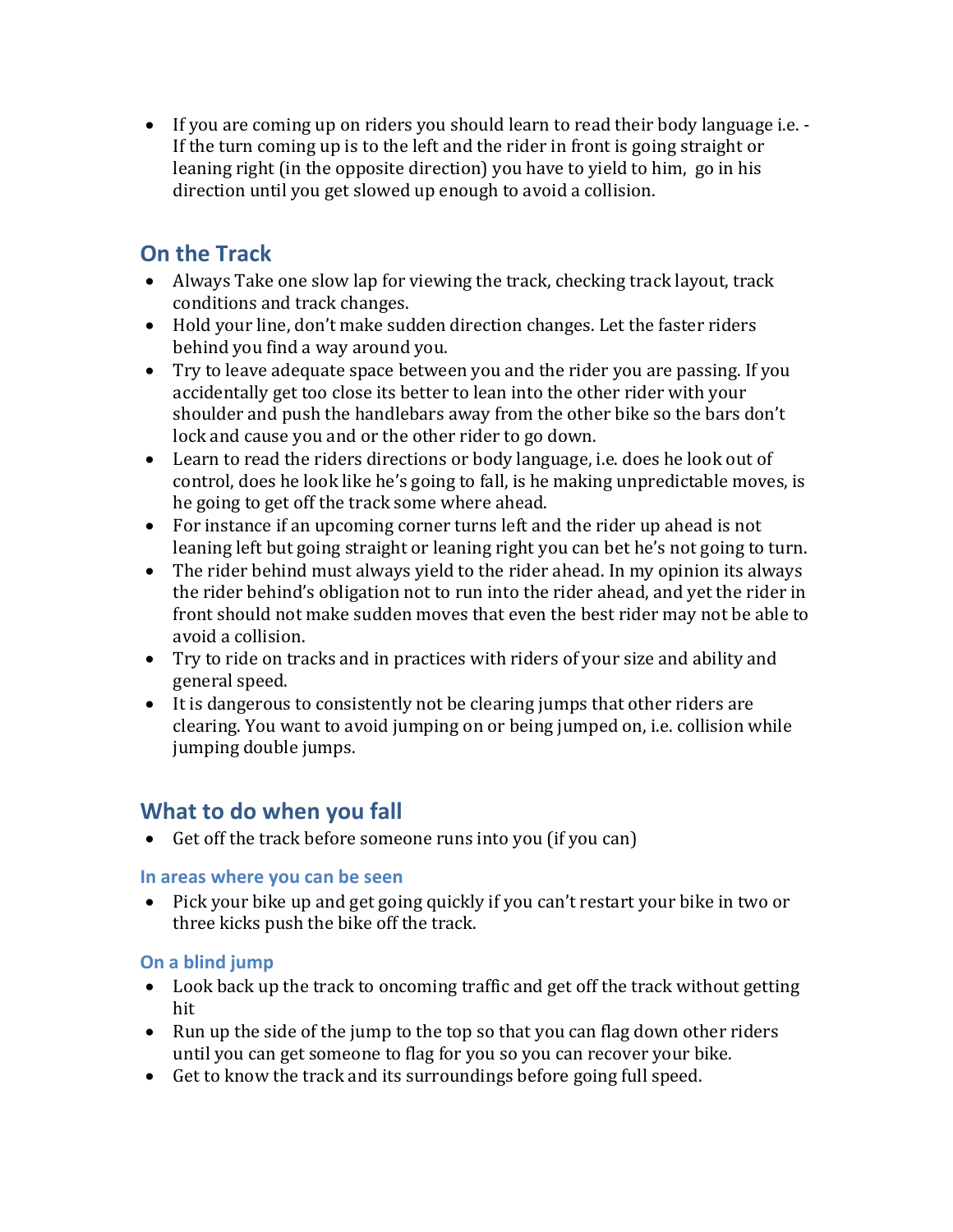- If you are coming up on riders you should learn to read their body language i.e. - If the turn coming up is to the left and the rider in front is going straight or leaning right (in the opposite direction) you have to yield to him, go in his direction until you get slowed up enough to avoid a collision.

## On the Track

- Always Take one slow lap for viewing the track, checking track layout, track conditions and track changes.
- Hold your line, don't make sudden direction changes. Let the faster riders behind you find a way around you.
- Try to leave adequate space between you and the rider you are passing. If you accidentally get too close its better to lean into the other rider with your shoulder and push the handlebars away from the other bike so the bars don't lock and cause you and or the other rider to go down.
- Learn to read the riders directions or body language, i.e. does he look out of control, does he look like he's going to fall, is he making unpredictable moves, is he going to get off the track some where ahead.
- For instance if an upcoming corner turns left and the rider up ahead is not leaning left but going straight or leaning right you can bet he's not going to turn.
- The rider behind must always yield to the rider ahead. In my opinion its always the rider behind's obligation not to run into the rider ahead, and yet the rider in front should not make sudden moves that even the best rider may not be able to avoid a collision.
- Try to ride on tracks and in practices with riders of your size and ability and general speed.
- It is dangerous to consistently not be clearing jumps that other riders are clearing. You want to avoid jumping on or being jumped on, i.e. collision while jumping double jumps.

## What to do when you fall

- Get off the track before someone runs into you (if you can)

### In areas where you can be seen

- Pick your bike up and get going quickly if you can't restart your bike in two or three kicks push the bike off the track.

### On a blind jump

- Look back up the track to oncoming traffic and get off the track without getting hit
- Run up the side of the jump to the top so that you can flag down other riders until you can get someone to flag for you so you can recover your bike.
- Get to know the track and its surroundings before going full speed.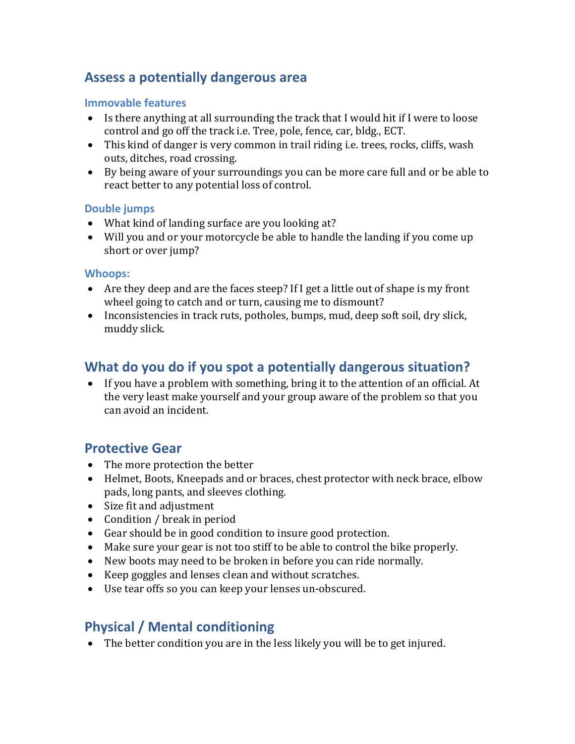## Assess a potentially dangerous area

### Immovable features

- Is there anything at all surrounding the track that I would hit if I were to loose control and go off the track i.e. Tree, pole, fence, car, bldg., ECT.
- This kind of danger is very common in trail riding i.e. trees, rocks, cliffs, wash outs, ditches, road crossing.
- By being aware of your surroundings you can be more care full and or be able to react better to any potential loss of control.

### Double jumps

- What kind of landing surface are you looking at?
- Will you and or your motorcycle be able to handle the landing if you come up short or over jump?

### Whoops:

- Are they deep and are the faces steep? If I get a little out of shape is my front wheel going to catch and or turn, causing me to dismount?
- Inconsistencies in track ruts, potholes, bumps, mud, deep soft soil, dry slick, muddy slick.

## What do you do if you spot a potentially dangerous situation?

- If you have a problem with something, bring it to the attention of an official. At the very least make yourself and your group aware of the problem so that you can avoid an incident.

## Protective Gear

- The more protection the better
- Helmet, Boots, Kneepads and or braces, chest protector with neck brace, elbow pads, long pants, and sleeves clothing.
- Size fit and adjustment
- Condition / break in period
- Gear should be in good condition to insure good protection.
- Make sure your gear is not too stiff to be able to control the bike properly.
- New boots may need to be broken in before you can ride normally.
- Keep goggles and lenses clean and without scratches.
- Use tear offs so you can keep your lenses un-obscured.

## Physical / Mental conditioning

- The better condition you are in the less likely you will be to get injured.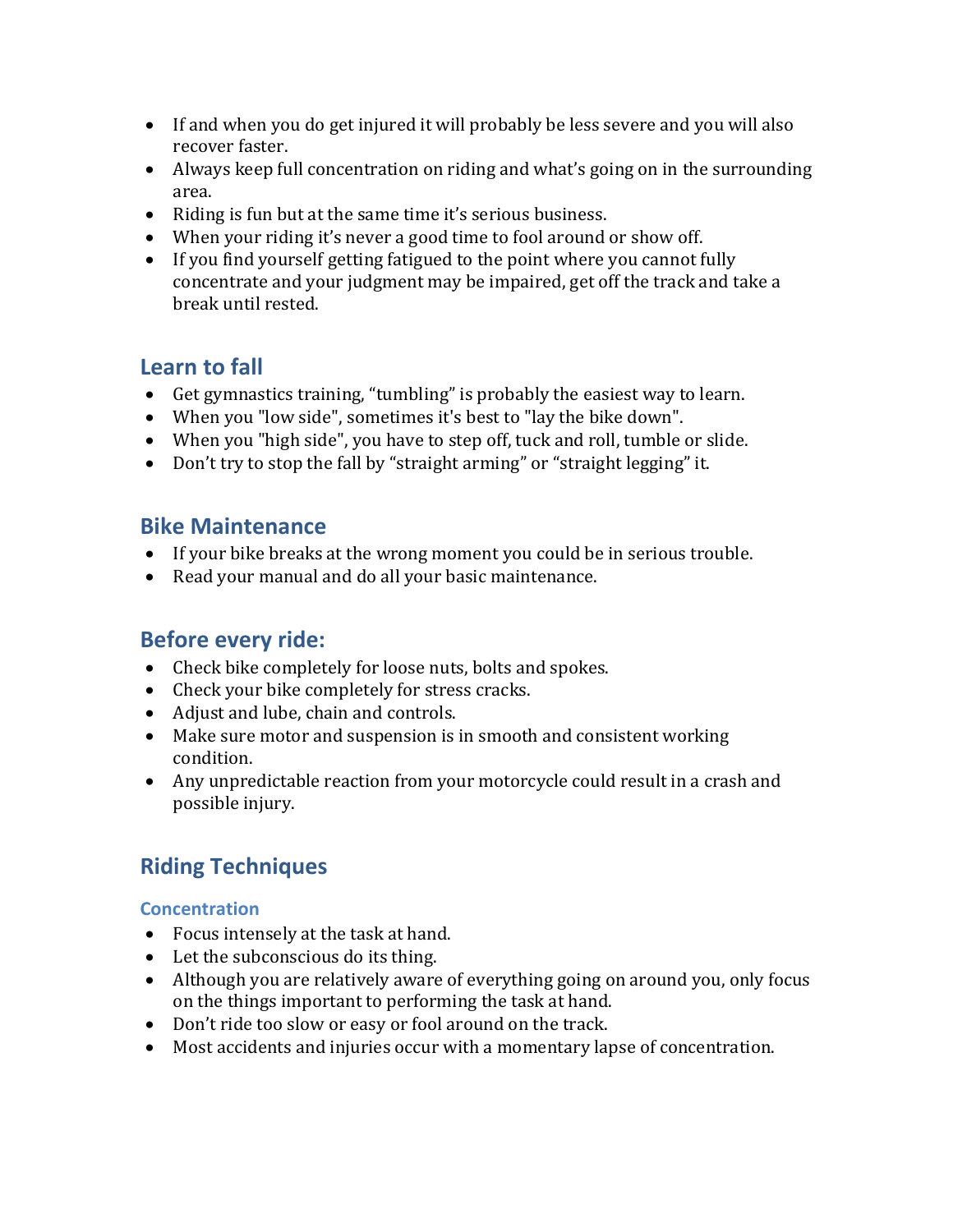- If and when you do get injured it will probably be less severe and you will also recover faster.
- Always keep full concentration on riding and what's going on in the surrounding area.
- Riding is fun but at the same time it's serious business.
- When your riding it's never a good time to fool around or show off.
- If you find yourself getting fatigued to the point where you cannot fully concentrate and your judgment may be impaired, get off the track and take a break until rested.

## Learn to fall

- Get gymnastics training, "tumbling" is probably the easiest way to learn.
- When you "low side", sometimes it's best to "lay the bike down".
- When you "high side", you have to step off, tuck and roll, tumble or slide.
- Don't try to stop the fall by "straight arming" or "straight legging" it.

## Bike Maintenance

- If your bike breaks at the wrong moment you could be in serious trouble.
- Read your manual and do all your basic maintenance.

## Before every ride:

- Check bike completely for loose nuts, bolts and spokes.
- Check your bike completely for stress cracks.
- Adjust and lube, chain and controls.
- Make sure motor and suspension is in smooth and consistent working condition.
- Any unpredictable reaction from your motorcycle could result in a crash and possible injury.

## Riding Techniques

### Concentration

- Focus intensely at the task at hand.
- Let the subconscious do its thing.
- Although you are relatively aware of everything going on around you, only focus on the things important to performing the task at hand.
- Don't ride too slow or easy or fool around on the track.
- Most accidents and injuries occur with a momentary lapse of concentration.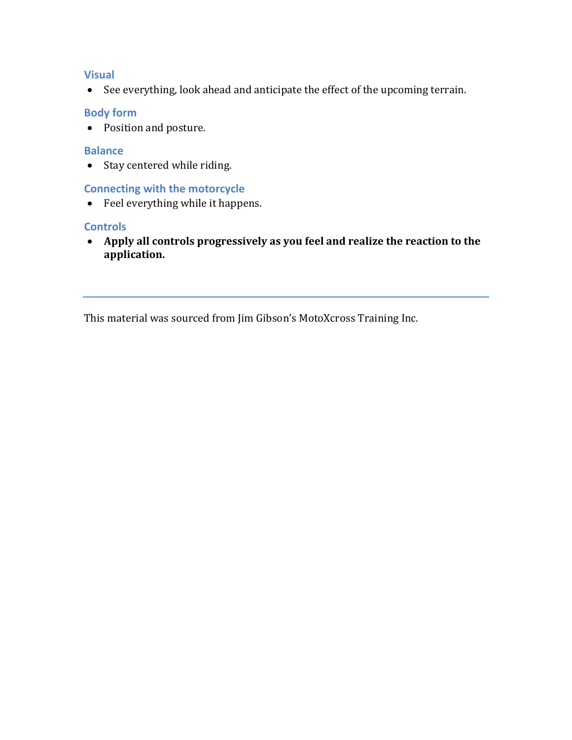### Visual

- See everything, look ahead and anticipate the effect of the upcoming terrain.

### Body form

- Position and posture.

### Balance

- Stay centered while riding.

### Connecting with the motorcycle

- Feel everything while it happens.

### Controls

- **Apply all controls progressively as you feel and realize the reaction to the application.**

---

This material was sourced from Jim Gibson's MotoXcross Training Inc.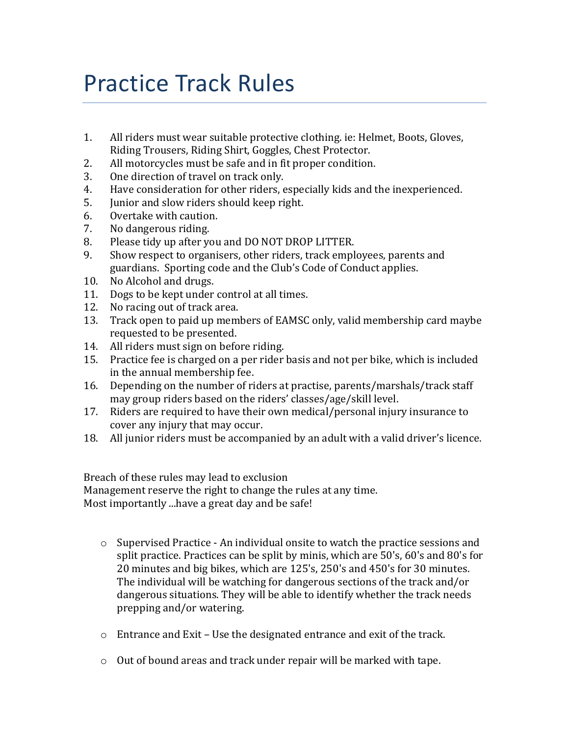# Practice Track Rules

1. All riders must wear suitable protective clothing. ie: Helmet, Boots, Gloves, Riding Trousers, Riding Shirt, Goggles, Chest Protector.
2. All motorcycles must be safe and in fit proper condition.
3. One direction of travel on track only.
4. Have consideration for other riders, especially kids and the inexperienced.
5. Junior and slow riders should keep right.
6. Overtake with caution.
7. No dangerous riding.
8. Please tidy up after you and DO NOT DROP LITTER.
9. Show respect to organisers, other riders, track employees, parents and guardians. Sporting code and the Club's Code of Conduct applies.
10. No Alcohol and drugs.
11. Dogs to be kept under control at all times.
12. No racing out of track area.
13. Track open to paid up members of EAMSC only, valid membership card maybe requested to be presented.
14. All riders must sign on before riding.
15. Practice fee is charged on a per rider basis and not per bike, which is included in the annual membership fee.
16. Depending on the number of riders at practise, parents/marshals/track staff may group riders based on the riders' classes/age/skill level.
17. Riders are required to have their own medical/personal injury insurance to cover any injury that may occur.
18. All junior riders must be accompanied by an adult with a valid driver's licence.

Breach of these rules may lead to exclusion
Management reserve the right to change the rules at any time.
Most importantly ...have a great day and be safe!

- Supervised Practice - An individual onsite to watch the practice sessions and split practice. Practices can be split by minis, which are 50's, 60's and 80's for 20 minutes and big bikes, which are 125's, 250's and 450's for 30 minutes. The individual will be watching for dangerous sections of the track and/or dangerous situations. They will be able to identify whether the track needs prepping and/or watering.

- Entrance and Exit – Use the designated entrance and exit of the track.

- Out of bound areas and track under repair will be marked with tape.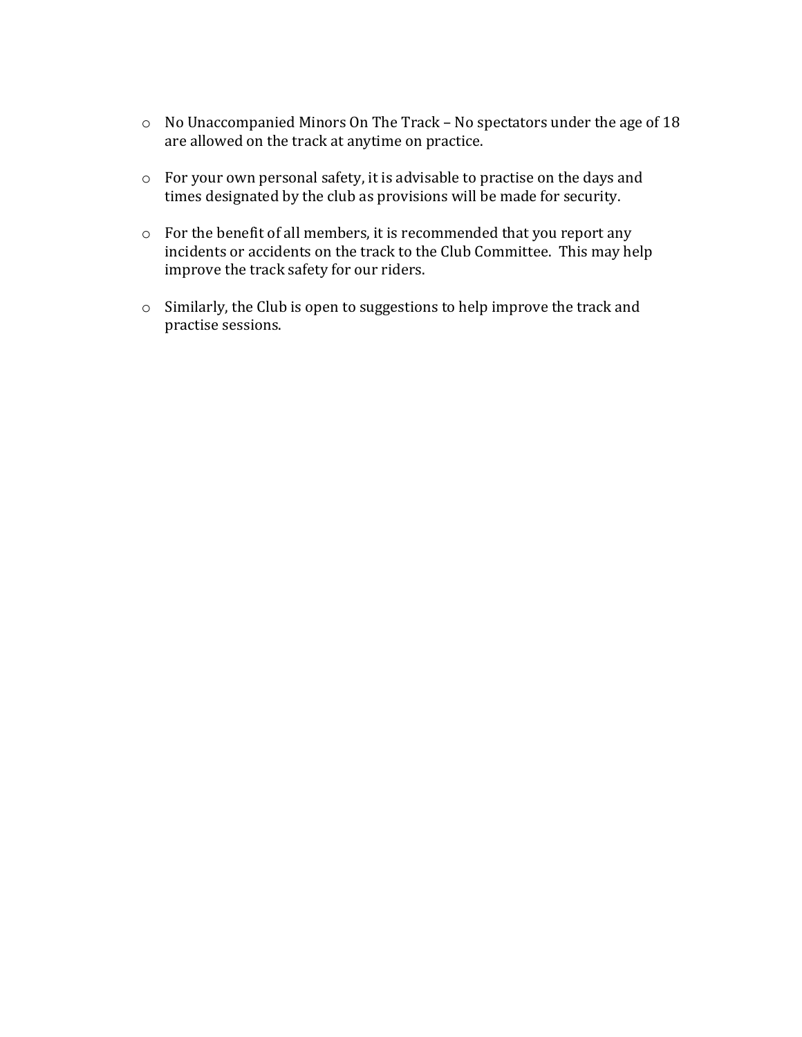- No Unaccompanied Minors On The Track – No spectators under the age of 18 are allowed on the track at anytime on practice.

- For your own personal safety, it is advisable to practise on the days and times designated by the club as provisions will be made for security.

- For the benefit of all members, it is recommended that you report any incidents or accidents on the track to the Club Committee. This may help improve the track safety for our riders.

- Similarly, the Club is open to suggestions to help improve the track and practise sessions.